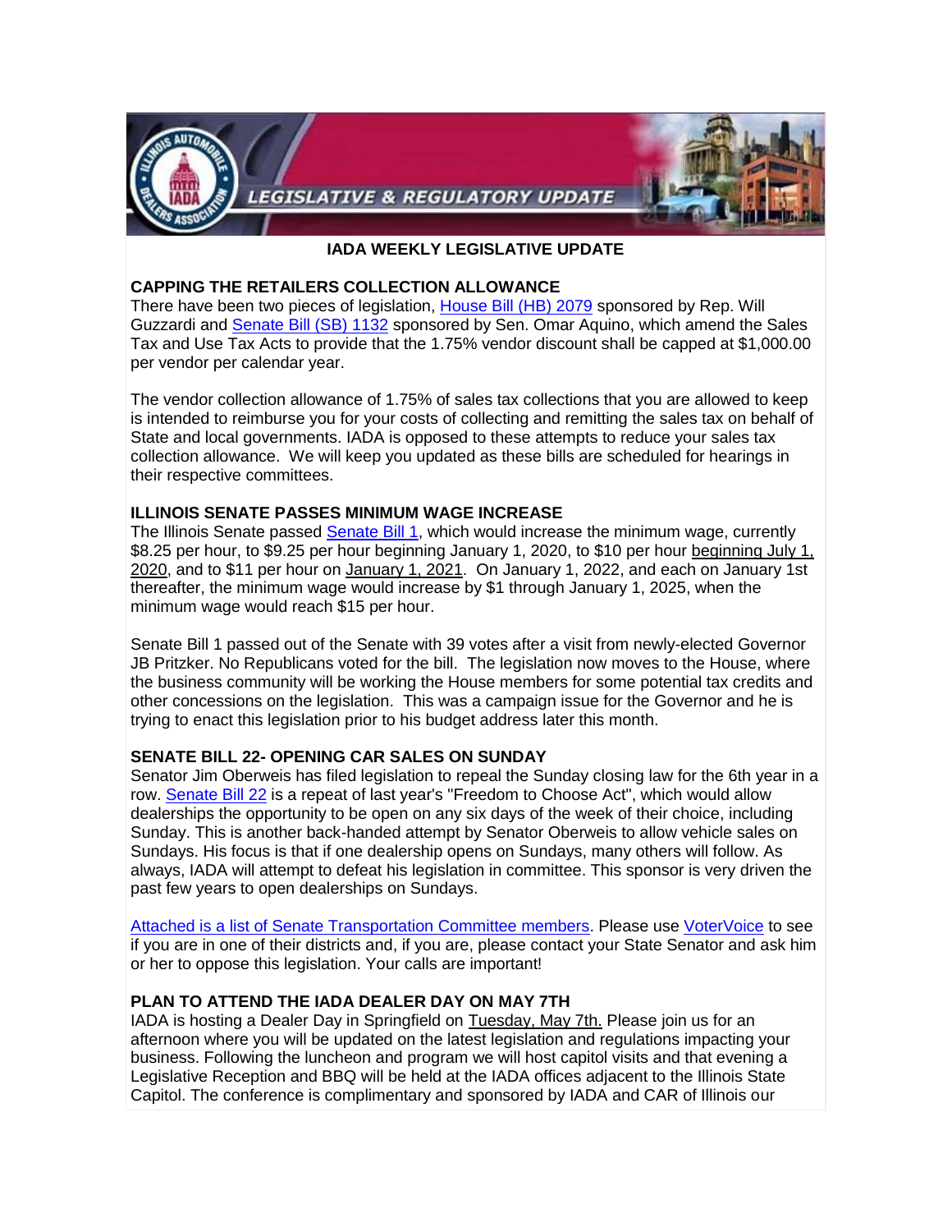LEGISLATIVE & REGULATORY UPDATE

**IADA WEEKLY LEGISLATIVE UPDATE**

**CAPPING THE RETAILERS COLLECTION ALLOWANCE**

There have been two pieces of legislation, House Bill (HB) 2079 sponsored by Rep. Will Guzzardi and Senate Bill (SB) 1132 sponsored by Sen. Omar Aquino, which amend the Sales Tax and Use Tax Acts to provide that the 1.75% vendor discount shall be capped at $1,000.00 per vendor per calendar year.

The vendor collection allowance of 1.75% of sales tax collections that you are allowed to keep is intended to reimburse you for your costs of collecting and remitting the sales tax on behalf of State and local governments. IADA is opposed to these attempts to reduce your sales tax collection allowance. We will keep you updated as these bills are scheduled for hearings in their respective committees.

**ILLINOIS SENATE PASSES MINIMUM WAGE INCREASE**

The Illinois Senate passed Senate Bill 1, which would increase the minimum wage, currently $8.25 per hour, to $9.25 per hour beginning January 1, 2020, to $10 per hour beginning July 1, 2020, and to $11 per hour on January 1, 2021. On January 1, 2022, and each on January 1st thereafter, the minimum wage would increase by $1 through January 1, 2025, when the minimum wage would reach $15 per hour.

Senate Bill 1 passed out of the Senate with 39 votes after a visit from newly-elected Governor JB Pritzker. No Republicans voted for the bill. The legislation now moves to the House, where the business community will be working the House members for some potential tax credits and other concessions on the legislation. This was a campaign issue for the Governor and he is trying to enact this legislation prior to his budget address later this month.

**SENATE BILL 22- OPENING CAR SALES ON SUNDAY**

Senator Jim Oberweis has filed legislation to repeal the Sunday closing law for the 6th year in a row. Senate Bill 22 is a repeat of last year's "Freedom to Choose Act", which would allow dealerships the opportunity to be open on any six days of the week of their choice, including Sunday. This is another back-handed attempt by Senator Oberweis to allow vehicle sales on Sundays. His focus is that if one dealership opens on Sundays, many others will follow. As always, IADA will attempt to defeat his legislation in committee. This sponsor is very driven the past few years to open dealerships on Sundays.

Attached is a list of Senate Transportation Committee members. Please use VoterVoice to see if you are in one of their districts and, if you are, please contact your State Senator and ask him or her to oppose this legislation. Your calls are important!

**PLAN TO ATTEND THE IADA DEALER DAY ON MAY 7TH**

IADA is hosting a Dealer Day in Springfield on Tuesday, May 7th. Please join us for an afternoon where you will be updated on the latest legislation and regulations impacting your business. Following the luncheon and program we will host capitol visits and that evening a Legislative Reception and BBQ will be held at the IADA offices adjacent to the Illinois State Capitol. The conference is complimentary and sponsored by IADA and CAR of Illinois our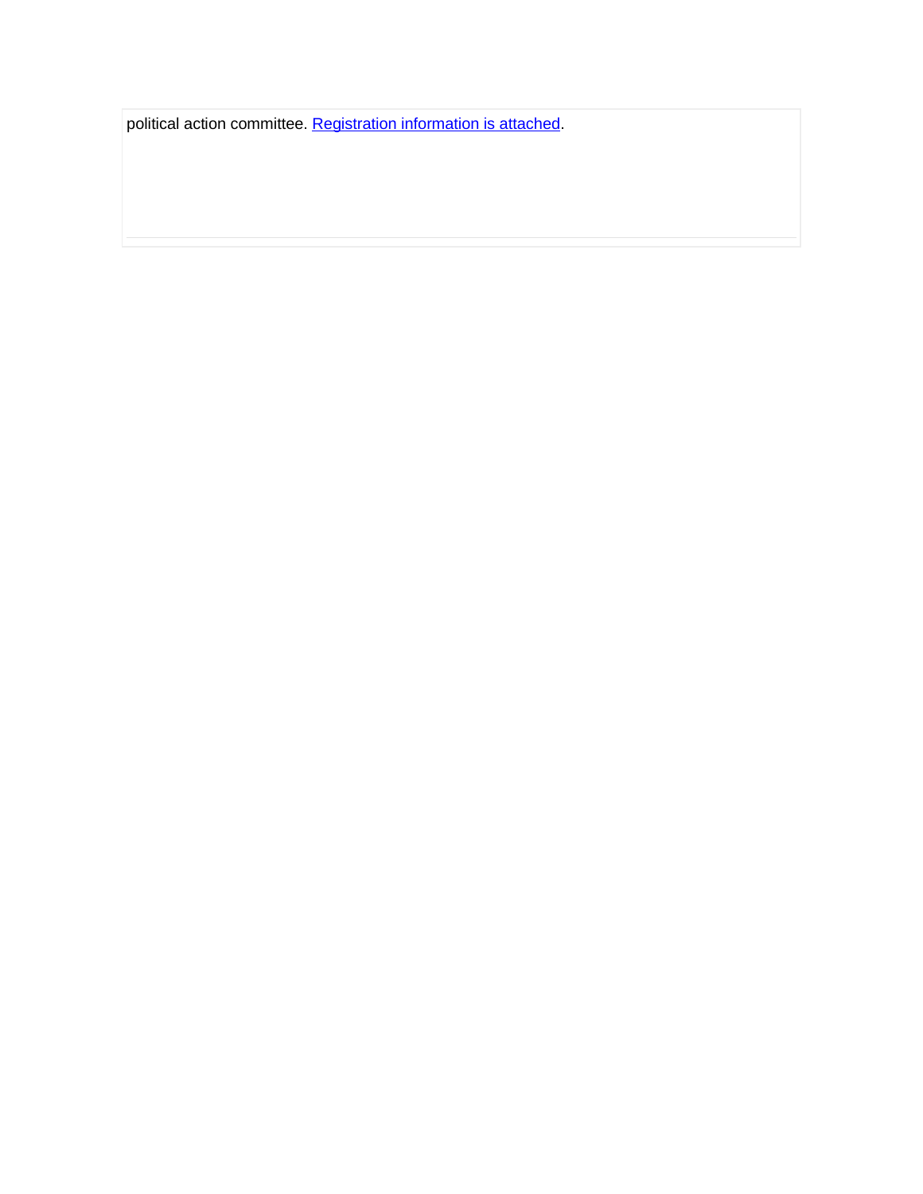political action committee. [Registration information is attached].